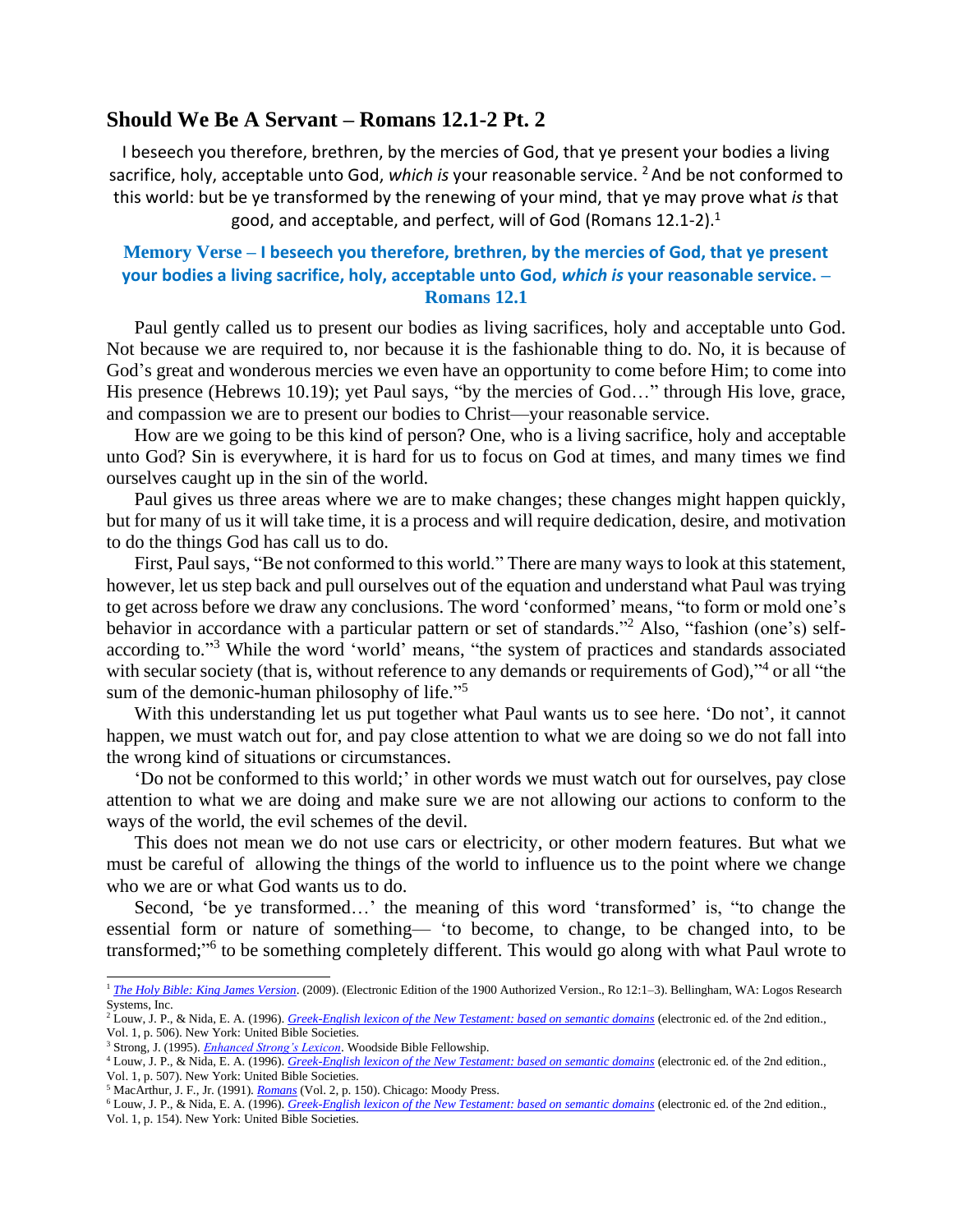## Should We Be A Servant – Romans 12.1-2 Pt. 2

I beseech you therefore, brethren, by the mercies of God, that ye present your bodies a living sacrifice, holy, acceptable unto God, *which is* your reasonable service. [2] And be not conformed to this world: but be ye transformed by the renewing of your mind, that ye may prove what *is* that good, and acceptable, and perfect, will of God (Romans 12.1-2).[1]

### Memory Verse – I beseech you therefore, brethren, by the mercies of God, that ye present your bodies a living sacrifice, holy, acceptable unto God, *which is* your reasonable service. – Romans 12.1

Paul gently called us to present our bodies as living sacrifices, holy and acceptable unto God. Not because we are required to, nor because it is the fashionable thing to do. No, it is because of God's great and wonderous mercies we even have an opportunity to come before Him; to come into His presence (Hebrews 10.19); yet Paul says, "by the mercies of God…" through His love, grace, and compassion we are to present our bodies to Christ—your reasonable service.

How are we going to be this kind of person? One, who is a living sacrifice, holy and acceptable unto God? Sin is everywhere, it is hard for us to focus on God at times, and many times we find ourselves caught up in the sin of the world.

Paul gives us three areas where we are to make changes; these changes might happen quickly, but for many of us it will take time, it is a process and will require dedication, desire, and motivation to do the things God has call us to do.

First, Paul says, "Be not conformed to this world." There are many ways to look at this statement, however, let us step back and pull ourselves out of the equation and understand what Paul was trying to get across before we draw any conclusions. The word 'conformed' means, "to form or mold one's behavior in accordance with a particular pattern or set of standards."[2] Also, "fashion (one's) self-according to."[3] While the word 'world' means, "the system of practices and standards associated with secular society (that is, without reference to any demands or requirements of God),"[4] or all "the sum of the demonic-human philosophy of life."[5]

With this understanding let us put together what Paul wants us to see here. 'Do not', it cannot happen, we must watch out for, and pay close attention to what we are doing so we do not fall into the wrong kind of situations or circumstances.

'Do not be conformed to this world;' in other words we must watch out for ourselves, pay close attention to what we are doing and make sure we are not allowing our actions to conform to the ways of the world, the evil schemes of the devil.

This does not mean we do not use cars or electricity, or other modern features. But what we must be careful of allowing the things of the world to influence us to the point where we change who we are or what God wants us to do.

Second, 'be ye transformed…' the meaning of this word 'transformed' is, "to change the essential form or nature of something— 'to become, to change, to be changed into, to be transformed;"[6] to be something completely different. This would go along with what Paul wrote to

---

[1] *The Holy Bible: King James Version*. (2009). (Electronic Edition of the 1900 Authorized Version., Ro 12:1–3). Bellingham, WA: Logos Research Systems, Inc.

[2] Louw, J. P., & Nida, E. A. (1996). *Greek-English lexicon of the New Testament: based on semantic domains* (electronic ed. of the 2nd edition., Vol. 1, p. 506). New York: United Bible Societies.

[3] Strong, J. (1995). *Enhanced Strong's Lexicon*. Woodside Bible Fellowship.

[4] Louw, J. P., & Nida, E. A. (1996). *Greek-English lexicon of the New Testament: based on semantic domains* (electronic ed. of the 2nd edition., Vol. 1, p. 507). New York: United Bible Societies.

[5] MacArthur, J. F., Jr. (1991). *Romans* (Vol. 2, p. 150). Chicago: Moody Press.

[6] Louw, J. P., & Nida, E. A. (1996). *Greek-English lexicon of the New Testament: based on semantic domains* (electronic ed. of the 2nd edition., Vol. 1, p. 154). New York: United Bible Societies.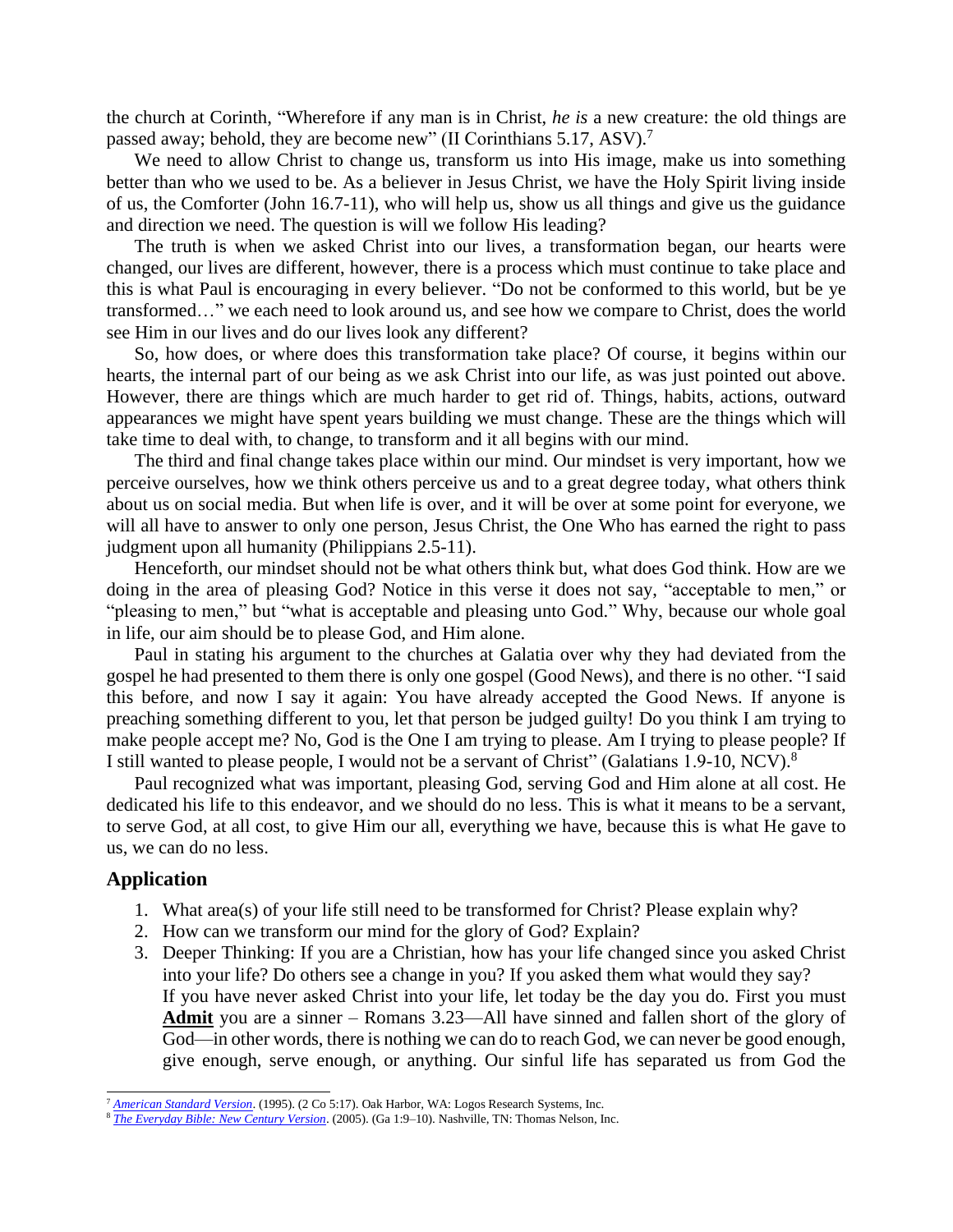the church at Corinth, "Wherefore if any man is in Christ, *he is* a new creature: the old things are passed away; behold, they are become new" (II Corinthians 5.17, ASV).[7]

We need to allow Christ to change us, transform us into His image, make us into something better than who we used to be. As a believer in Jesus Christ, we have the Holy Spirit living inside of us, the Comforter (John 16.7-11), who will help us, show us all things and give us the guidance and direction we need. The question is will we follow His leading?

The truth is when we asked Christ into our lives, a transformation began, our hearts were changed, our lives are different, however, there is a process which must continue to take place and this is what Paul is encouraging in every believer. "Do not be conformed to this world, but be ye transformed…" we each need to look around us, and see how we compare to Christ, does the world see Him in our lives and do our lives look any different?

So, how does, or where does this transformation take place? Of course, it begins within our hearts, the internal part of our being as we ask Christ into our life, as was just pointed out above. However, there are things which are much harder to get rid of. Things, habits, actions, outward appearances we might have spent years building we must change. These are the things which will take time to deal with, to change, to transform and it all begins with our mind.

The third and final change takes place within our mind. Our mindset is very important, how we perceive ourselves, how we think others perceive us and to a great degree today, what others think about us on social media. But when life is over, and it will be over at some point for everyone, we will all have to answer to only one person, Jesus Christ, the One Who has earned the right to pass judgment upon all humanity (Philippians 2.5-11).

Henceforth, our mindset should not be what others think but, what does God think. How are we doing in the area of pleasing God? Notice in this verse it does not say, "acceptable to men," or "pleasing to men," but "what is acceptable and pleasing unto God." Why, because our whole goal in life, our aim should be to please God, and Him alone.

Paul in stating his argument to the churches at Galatia over why they had deviated from the gospel he had presented to them there is only one gospel (Good News), and there is no other. "I said this before, and now I say it again: You have already accepted the Good News. If anyone is preaching something different to you, let that person be judged guilty! Do you think I am trying to make people accept me? No, God is the One I am trying to please. Am I trying to please people? If I still wanted to please people, I would not be a servant of Christ" (Galatians 1.9-10, NCV).[8]

Paul recognized what was important, pleasing God, serving God and Him alone at all cost. He dedicated his life to this endeavor, and we should do no less. This is what it means to be a servant, to serve God, at all cost, to give Him our all, everything we have, because this is what He gave to us, we can do no less.

## Application

1. What area(s) of your life still need to be transformed for Christ? Please explain why?
2. How can we transform our mind for the glory of God? Explain?
3. Deeper Thinking: If you are a Christian, how has your life changed since you asked Christ into your life? Do others see a change in you? If you asked them what would they say?
   If you have never asked Christ into your life, let today be the day you do. First you must **Admit** you are a sinner – Romans 3.23—All have sinned and fallen short of the glory of God—in other words, there is nothing we can do to reach God, we can never be good enough, give enough, serve enough, or anything. Our sinful life has separated us from God the

---

[7] *American Standard Version*. (1995). (2 Co 5:17). Oak Harbor, WA: Logos Research Systems, Inc.

[8] *The Everyday Bible: New Century Version*. (2005). (Ga 1:9–10). Nashville, TN: Thomas Nelson, Inc.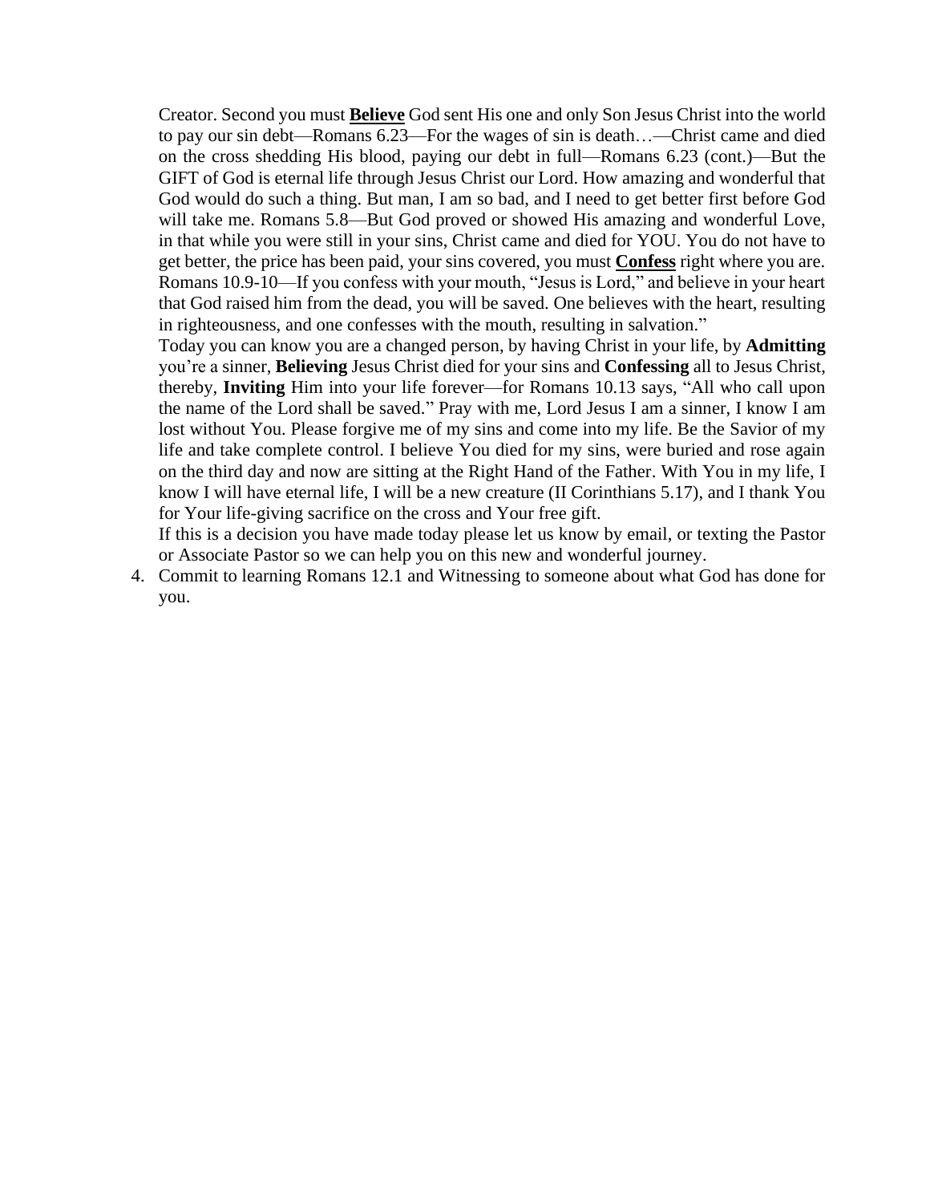Creator. Second you must **<u>Believe</u>** God sent His one and only Son Jesus Christ into the world to pay our sin debt—Romans 6.23—For the wages of sin is death…—Christ came and died on the cross shedding His blood, paying our debt in full—Romans 6.23 (cont.)—But the GIFT of God is eternal life through Jesus Christ our Lord. How amazing and wonderful that God would do such a thing. But man, I am so bad, and I need to get better first before God will take me. Romans 5.8—But God proved or showed His amazing and wonderful Love, in that while you were still in your sins, Christ came and died for YOU. You do not have to get better, the price has been paid, your sins covered, you must **<u>Confess</u>** right where you are. Romans 10.9-10—If you confess with your mouth, "Jesus is Lord," and believe in your heart that God raised him from the dead, you will be saved. One believes with the heart, resulting in righteousness, and one confesses with the mouth, resulting in salvation."

Today you can know you are a changed person, by having Christ in your life, by **Admitting** you're a sinner, **Believing** Jesus Christ died for your sins and **Confessing** all to Jesus Christ, thereby, **Inviting** Him into your life forever—for Romans 10.13 says, "All who call upon the name of the Lord shall be saved." Pray with me, Lord Jesus I am a sinner, I know I am lost without You. Please forgive me of my sins and come into my life. Be the Savior of my life and take complete control. I believe You died for my sins, were buried and rose again on the third day and now are sitting at the Right Hand of the Father. With You in my life, I know I will have eternal life, I will be a new creature (II Corinthians 5.17), and I thank You for Your life-giving sacrifice on the cross and Your free gift.

If this is a decision you have made today please let us know by email, or texting the Pastor or Associate Pastor so we can help you on this new and wonderful journey.

4. Commit to learning Romans 12.1 and Witnessing to someone about what God has done for you.